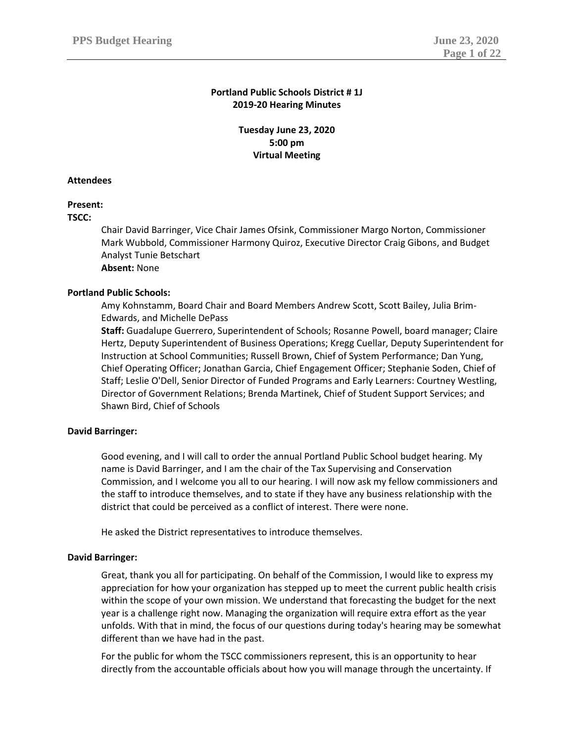**Portland Public Schools District # 1J**
**2019-20 Hearing Minutes**

**Tuesday June 23, 2020**
**5:00 pm**
**Virtual Meeting**

**Attendees**

**Present:**

**TSCC:**

Chair David Barringer, Vice Chair James Ofsink, Commissioner Margo Norton, Commissioner Mark Wubbold, Commissioner Harmony Quiroz, Executive Director Craig Gibons, and Budget Analyst Tunie Betschart

**Absent:** None

**Portland Public Schools:**

Amy Kohnstamm, Board Chair and Board Members Andrew Scott, Scott Bailey, Julia Brim-Edwards, and Michelle DePass

**Staff:** Guadalupe Guerrero, Superintendent of Schools; Rosanne Powell, board manager; Claire Hertz, Deputy Superintendent of Business Operations; Kregg Cuellar, Deputy Superintendent for Instruction at School Communities; Russell Brown, Chief of System Performance; Dan Yung, Chief Operating Officer; Jonathan Garcia, Chief Engagement Officer; Stephanie Soden, Chief of Staff; Leslie O'Dell, Senior Director of Funded Programs and Early Learners: Courtney Westling, Director of Government Relations; Brenda Martinek, Chief of Student Support Services; and Shawn Bird, Chief of Schools

**David Barringer:**

Good evening, and I will call to order the annual Portland Public School budget hearing. My name is David Barringer, and I am the chair of the Tax Supervising and Conservation Commission, and I welcome you all to our hearing. I will now ask my fellow commissioners and the staff to introduce themselves, and to state if they have any business relationship with the district that could be perceived as a conflict of interest. There were none.

He asked the District representatives to introduce themselves.

**David Barringer:**

Great, thank you all for participating. On behalf of the Commission, I would like to express my appreciation for how your organization has stepped up to meet the current public health crisis within the scope of your own mission. We understand that forecasting the budget for the next year is a challenge right now. Managing the organization will require extra effort as the year unfolds. With that in mind, the focus of our questions during today's hearing may be somewhat different than we have had in the past.

For the public for whom the TSCC commissioners represent, this is an opportunity to hear directly from the accountable officials about how you will manage through the uncertainty. If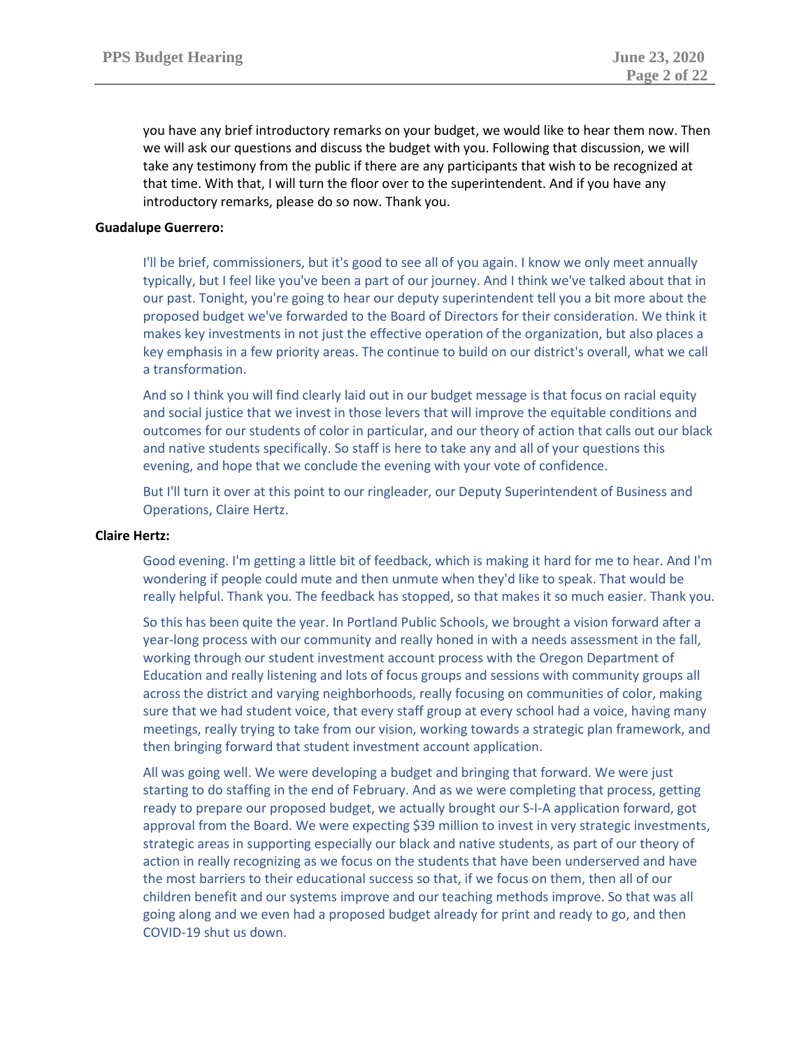you have any brief introductory remarks on your budget, we would like to hear them now. Then we will ask our questions and discuss the budget with you. Following that discussion, we will take any testimony from the public if there are any participants that wish to be recognized at that time. With that, I will turn the floor over to the superintendent. And if you have any introductory remarks, please do so now. Thank you.

**Guadalupe Guerrero:**

I'll be brief, commissioners, but it's good to see all of you again. I know we only meet annually typically, but I feel like you've been a part of our journey. And I think we've talked about that in our past. Tonight, you're going to hear our deputy superintendent tell you a bit more about the proposed budget we've forwarded to the Board of Directors for their consideration. We think it makes key investments in not just the effective operation of the organization, but also places a key emphasis in a few priority areas. The continue to build on our district's overall, what we call a transformation.

And so I think you will find clearly laid out in our budget message is that focus on racial equity and social justice that we invest in those levers that will improve the equitable conditions and outcomes for our students of color in particular, and our theory of action that calls out our black and native students specifically. So staff is here to take any and all of your questions this evening, and hope that we conclude the evening with your vote of confidence.

But I'll turn it over at this point to our ringleader, our Deputy Superintendent of Business and Operations, Claire Hertz.

**Claire Hertz:**

Good evening. I'm getting a little bit of feedback, which is making it hard for me to hear. And I'm wondering if people could mute and then unmute when they'd like to speak. That would be really helpful. Thank you. The feedback has stopped, so that makes it so much easier. Thank you.

So this has been quite the year. In Portland Public Schools, we brought a vision forward after a year-long process with our community and really honed in with a needs assessment in the fall, working through our student investment account process with the Oregon Department of Education and really listening and lots of focus groups and sessions with community groups all across the district and varying neighborhoods, really focusing on communities of color, making sure that we had student voice, that every staff group at every school had a voice, having many meetings, really trying to take from our vision, working towards a strategic plan framework, and then bringing forward that student investment account application.

All was going well. We were developing a budget and bringing that forward. We were just starting to do staffing in the end of February. And as we were completing that process, getting ready to prepare our proposed budget, we actually brought our S-I-A application forward, got approval from the Board. We were expecting $39 million to invest in very strategic investments, strategic areas in supporting especially our black and native students, as part of our theory of action in really recognizing as we focus on the students that have been underserved and have the most barriers to their educational success so that, if we focus on them, then all of our children benefit and our systems improve and our teaching methods improve. So that was all going along and we even had a proposed budget already for print and ready to go, and then COVID-19 shut us down.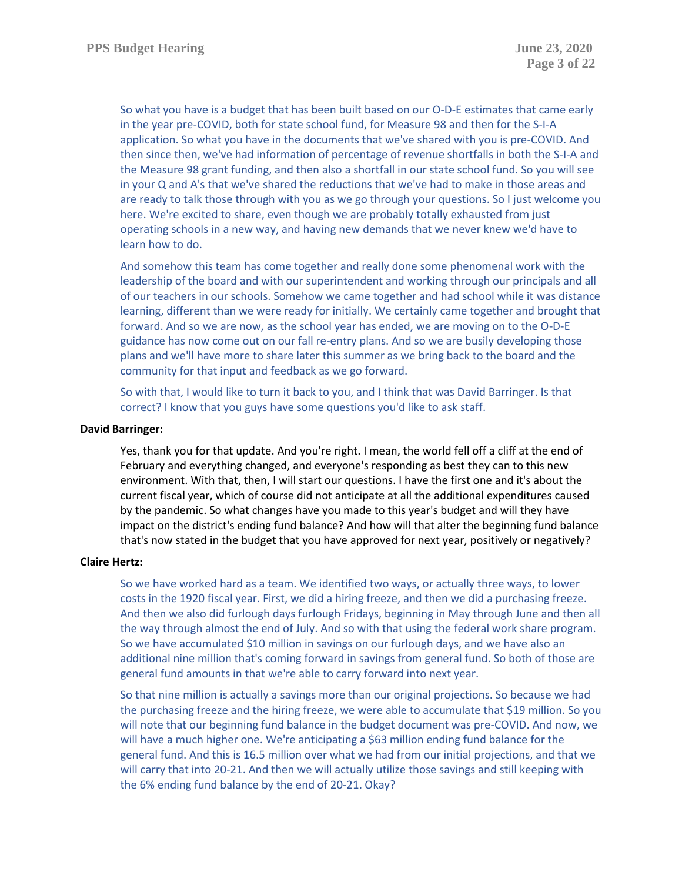So what you have is a budget that has been built based on our O-D-E estimates that came early in the year pre-COVID, both for state school fund, for Measure 98 and then for the S-I-A application. So what you have in the documents that we've shared with you is pre-COVID. And then since then, we've had information of percentage of revenue shortfalls in both the S-I-A and the Measure 98 grant funding, and then also a shortfall in our state school fund. So you will see in your Q and A's that we've shared the reductions that we've had to make in those areas and are ready to talk those through with you as we go through your questions. So I just welcome you here. We're excited to share, even though we are probably totally exhausted from just operating schools in a new way, and having new demands that we never knew we'd have to learn how to do.

And somehow this team has come together and really done some phenomenal work with the leadership of the board and with our superintendent and working through our principals and all of our teachers in our schools. Somehow we came together and had school while it was distance learning, different than we were ready for initially. We certainly came together and brought that forward. And so we are now, as the school year has ended, we are moving on to the O-D-E guidance has now come out on our fall re-entry plans. And so we are busily developing those plans and we'll have more to share later this summer as we bring back to the board and the community for that input and feedback as we go forward.

So with that, I would like to turn it back to you, and I think that was David Barringer. Is that correct? I know that you guys have some questions you'd like to ask staff.

**David Barringer:**

Yes, thank you for that update. And you're right. I mean, the world fell off a cliff at the end of February and everything changed, and everyone's responding as best they can to this new environment. With that, then, I will start our questions. I have the first one and it's about the current fiscal year, which of course did not anticipate at all the additional expenditures caused by the pandemic. So what changes have you made to this year's budget and will they have impact on the district's ending fund balance? And how will that alter the beginning fund balance that's now stated in the budget that you have approved for next year, positively or negatively?

**Claire Hertz:**

So we have worked hard as a team. We identified two ways, or actually three ways, to lower costs in the 1920 fiscal year. First, we did a hiring freeze, and then we did a purchasing freeze. And then we also did furlough days furlough Fridays, beginning in May through June and then all the way through almost the end of July. And so with that using the federal work share program. So we have accumulated $10 million in savings on our furlough days, and we have also an additional nine million that's coming forward in savings from general fund. So both of those are general fund amounts in that we're able to carry forward into next year.

So that nine million is actually a savings more than our original projections. So because we had the purchasing freeze and the hiring freeze, we were able to accumulate that $19 million. So you will note that our beginning fund balance in the budget document was pre-COVID. And now, we will have a much higher one. We're anticipating a $63 million ending fund balance for the general fund. And this is 16.5 million over what we had from our initial projections, and that we will carry that into 20-21. And then we will actually utilize those savings and still keeping with the 6% ending fund balance by the end of 20-21. Okay?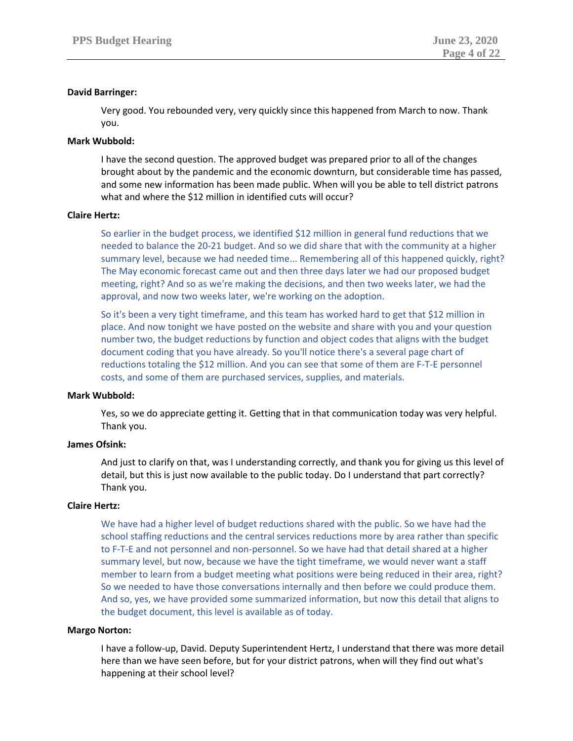**David Barringer:**

Very good. You rebounded very, very quickly since this happened from March to now. Thank you.

**Mark Wubbold:**

I have the second question. The approved budget was prepared prior to all of the changes brought about by the pandemic and the economic downturn, but considerable time has passed, and some new information has been made public. When will you be able to tell district patrons what and where the $12 million in identified cuts will occur?

**Claire Hertz:**

So earlier in the budget process, we identified $12 million in general fund reductions that we needed to balance the 20-21 budget. And so we did share that with the community at a higher summary level, because we had needed time... Remembering all of this happened quickly, right? The May economic forecast came out and then three days later we had our proposed budget meeting, right? And so as we're making the decisions, and then two weeks later, we had the approval, and now two weeks later, we're working on the adoption.

So it's been a very tight timeframe, and this team has worked hard to get that $12 million in place. And now tonight we have posted on the website and share with you and your question number two, the budget reductions by function and object codes that aligns with the budget document coding that you have already. So you'll notice there's a several page chart of reductions totaling the $12 million. And you can see that some of them are F-T-E personnel costs, and some of them are purchased services, supplies, and materials.

**Mark Wubbold:**

Yes, so we do appreciate getting it. Getting that in that communication today was very helpful. Thank you.

**James Ofsink:**

And just to clarify on that, was I understanding correctly, and thank you for giving us this level of detail, but this is just now available to the public today. Do I understand that part correctly? Thank you.

**Claire Hertz:**

We have had a higher level of budget reductions shared with the public. So we have had the school staffing reductions and the central services reductions more by area rather than specific to F-T-E and not personnel and non-personnel. So we have had that detail shared at a higher summary level, but now, because we have the tight timeframe, we would never want a staff member to learn from a budget meeting what positions were being reduced in their area, right? So we needed to have those conversations internally and then before we could produce them. And so, yes, we have provided some summarized information, but now this detail that aligns to the budget document, this level is available as of today.

**Margo Norton:**

I have a follow-up, David. Deputy Superintendent Hertz, I understand that there was more detail here than we have seen before, but for your district patrons, when will they find out what's happening at their school level?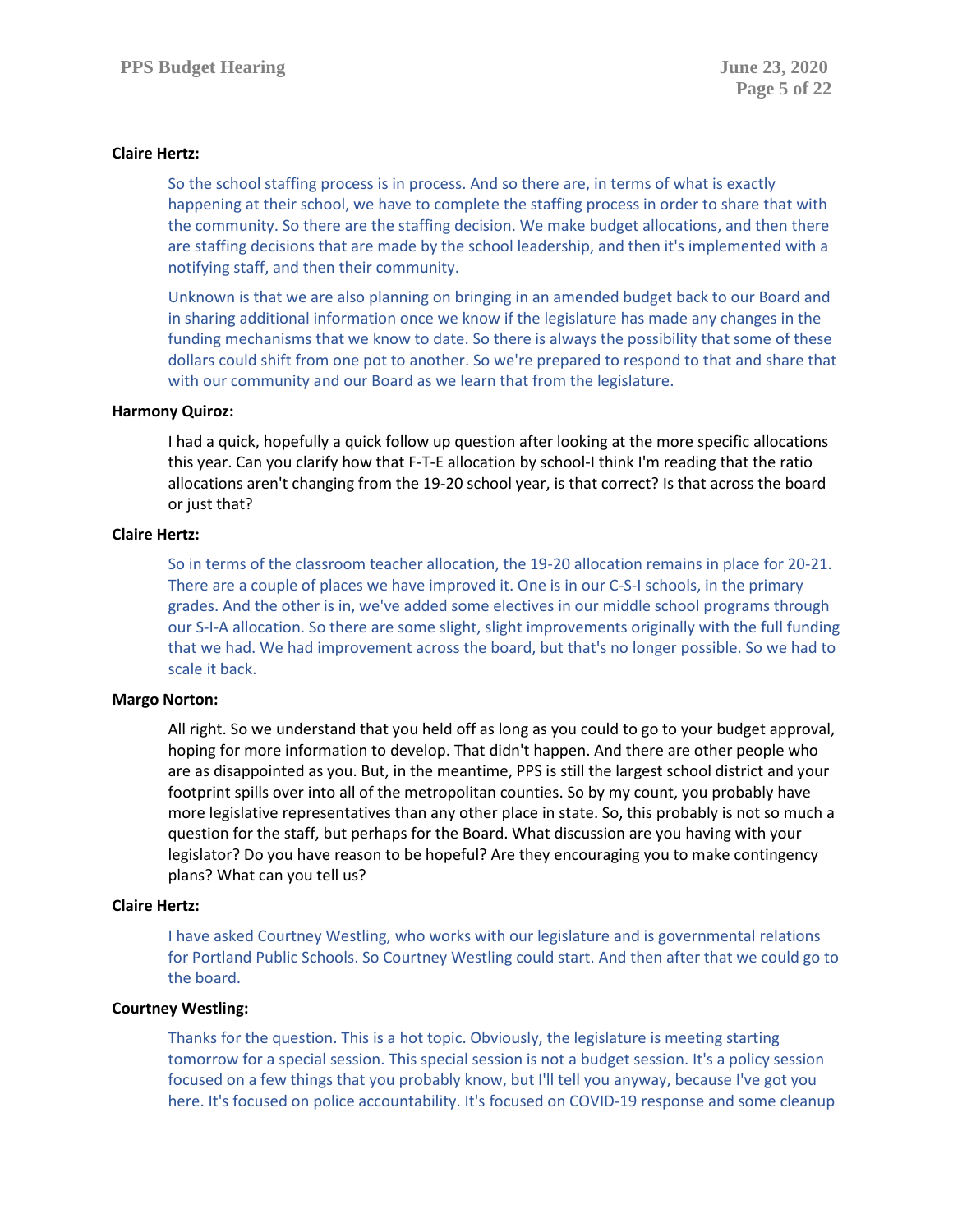**Claire Hertz:**

So the school staffing process is in process. And so there are, in terms of what is exactly happening at their school, we have to complete the staffing process in order to share that with the community. So there are the staffing decision. We make budget allocations, and then there are staffing decisions that are made by the school leadership, and then it's implemented with a notifying staff, and then their community.

Unknown is that we are also planning on bringing in an amended budget back to our Board and in sharing additional information once we know if the legislature has made any changes in the funding mechanisms that we know to date. So there is always the possibility that some of these dollars could shift from one pot to another. So we're prepared to respond to that and share that with our community and our Board as we learn that from the legislature.

**Harmony Quiroz:**

I had a quick, hopefully a quick follow up question after looking at the more specific allocations this year. Can you clarify how that F-T-E allocation by school-I think I'm reading that the ratio allocations aren't changing from the 19-20 school year, is that correct? Is that across the board or just that?

**Claire Hertz:**

So in terms of the classroom teacher allocation, the 19-20 allocation remains in place for 20-21. There are a couple of places we have improved it. One is in our C-S-I schools, in the primary grades. And the other is in, we've added some electives in our middle school programs through our S-I-A allocation. So there are some slight, slight improvements originally with the full funding that we had. We had improvement across the board, but that's no longer possible. So we had to scale it back.

**Margo Norton:**

All right. So we understand that you held off as long as you could to go to your budget approval, hoping for more information to develop. That didn't happen. And there are other people who are as disappointed as you. But, in the meantime, PPS is still the largest school district and your footprint spills over into all of the metropolitan counties. So by my count, you probably have more legislative representatives than any other place in state. So, this probably is not so much a question for the staff, but perhaps for the Board. What discussion are you having with your legislator? Do you have reason to be hopeful? Are they encouraging you to make contingency plans? What can you tell us?

**Claire Hertz:**

I have asked Courtney Westling, who works with our legislature and is governmental relations for Portland Public Schools. So Courtney Westling could start. And then after that we could go to the board.

**Courtney Westling:**

Thanks for the question. This is a hot topic. Obviously, the legislature is meeting starting tomorrow for a special session. This special session is not a budget session. It's a policy session focused on a few things that you probably know, but I'll tell you anyway, because I've got you here. It's focused on police accountability. It's focused on COVID-19 response and some cleanup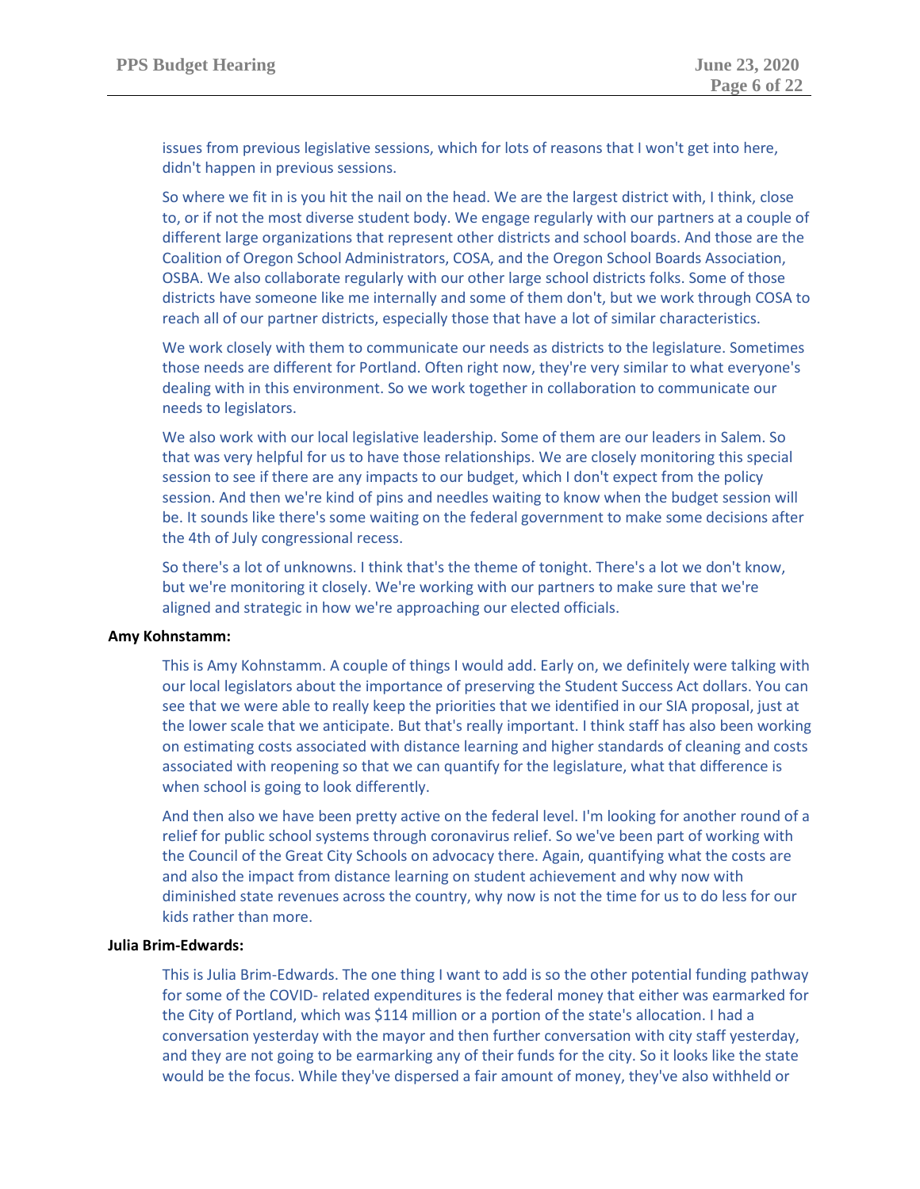issues from previous legislative sessions, which for lots of reasons that I won't get into here, didn't happen in previous sessions.

So where we fit in is you hit the nail on the head. We are the largest district with, I think, close to, or if not the most diverse student body. We engage regularly with our partners at a couple of different large organizations that represent other districts and school boards. And those are the Coalition of Oregon School Administrators, COSA, and the Oregon School Boards Association, OSBA. We also collaborate regularly with our other large school districts folks. Some of those districts have someone like me internally and some of them don't, but we work through COSA to reach all of our partner districts, especially those that have a lot of similar characteristics.

We work closely with them to communicate our needs as districts to the legislature. Sometimes those needs are different for Portland. Often right now, they're very similar to what everyone's dealing with in this environment. So we work together in collaboration to communicate our needs to legislators.

We also work with our local legislative leadership. Some of them are our leaders in Salem. So that was very helpful for us to have those relationships. We are closely monitoring this special session to see if there are any impacts to our budget, which I don't expect from the policy session. And then we're kind of pins and needles waiting to know when the budget session will be. It sounds like there's some waiting on the federal government to make some decisions after the 4th of July congressional recess.

So there's a lot of unknowns. I think that's the theme of tonight. There's a lot we don't know, but we're monitoring it closely. We're working with our partners to make sure that we're aligned and strategic in how we're approaching our elected officials.

**Amy Kohnstamm:**

This is Amy Kohnstamm. A couple of things I would add. Early on, we definitely were talking with our local legislators about the importance of preserving the Student Success Act dollars. You can see that we were able to really keep the priorities that we identified in our SIA proposal, just at the lower scale that we anticipate. But that's really important. I think staff has also been working on estimating costs associated with distance learning and higher standards of cleaning and costs associated with reopening so that we can quantify for the legislature, what that difference is when school is going to look differently.

And then also we have been pretty active on the federal level. I'm looking for another round of a relief for public school systems through coronavirus relief. So we've been part of working with the Council of the Great City Schools on advocacy there. Again, quantifying what the costs are and also the impact from distance learning on student achievement and why now with diminished state revenues across the country, why now is not the time for us to do less for our kids rather than more.

**Julia Brim-Edwards:**

This is Julia Brim-Edwards. The one thing I want to add is so the other potential funding pathway for some of the COVID- related expenditures is the federal money that either was earmarked for the City of Portland, which was $114 million or a portion of the state's allocation. I had a conversation yesterday with the mayor and then further conversation with city staff yesterday, and they are not going to be earmarking any of their funds for the city. So it looks like the state would be the focus. While they've dispersed a fair amount of money, they've also withheld or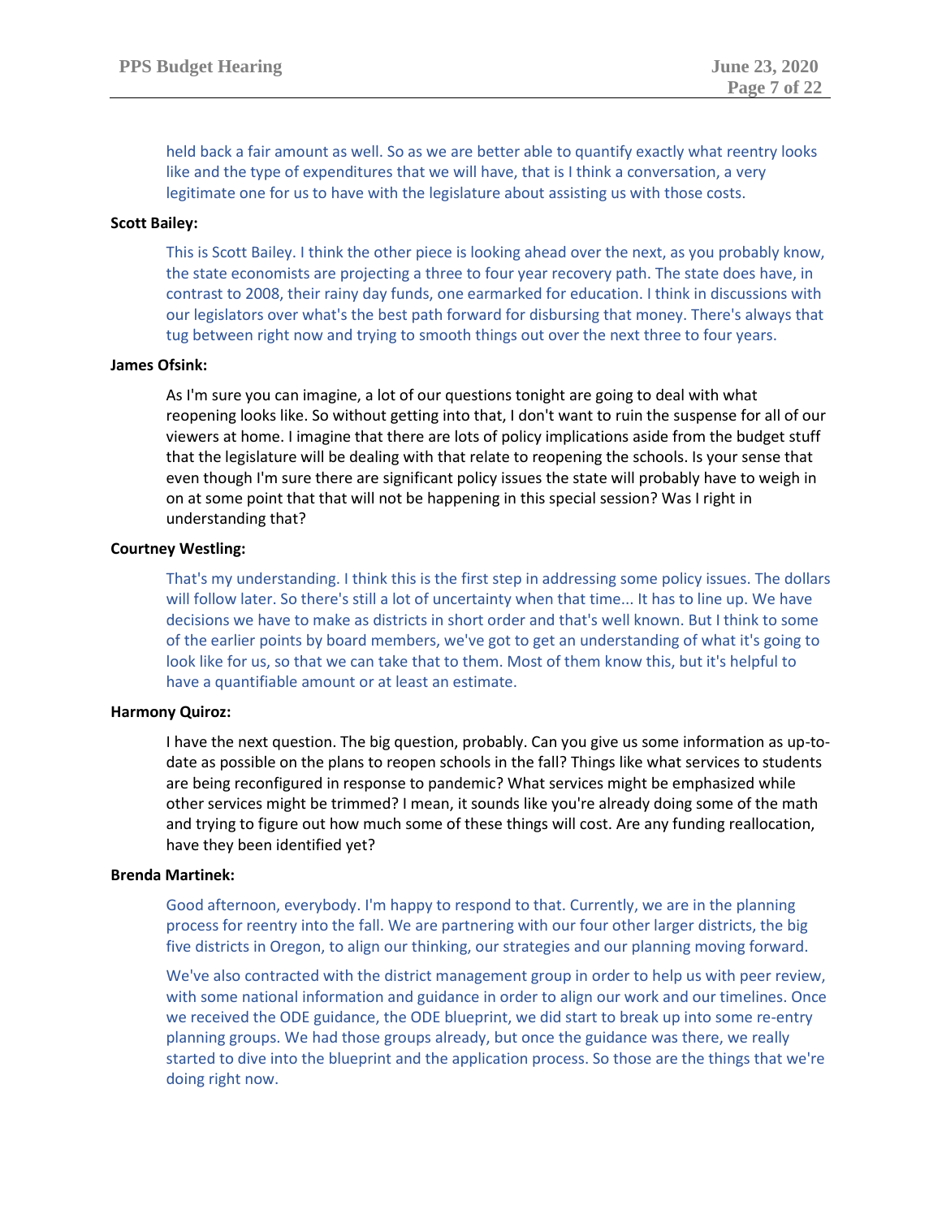held back a fair amount as well. So as we are better able to quantify exactly what reentry looks like and the type of expenditures that we will have, that is I think a conversation, a very legitimate one for us to have with the legislature about assisting us with those costs.

**Scott Bailey:**

This is Scott Bailey. I think the other piece is looking ahead over the next, as you probably know, the state economists are projecting a three to four year recovery path. The state does have, in contrast to 2008, their rainy day funds, one earmarked for education. I think in discussions with our legislators over what's the best path forward for disbursing that money. There's always that tug between right now and trying to smooth things out over the next three to four years.

**James Ofsink:**

As I'm sure you can imagine, a lot of our questions tonight are going to deal with what reopening looks like. So without getting into that, I don't want to ruin the suspense for all of our viewers at home. I imagine that there are lots of policy implications aside from the budget stuff that the legislature will be dealing with that relate to reopening the schools. Is your sense that even though I'm sure there are significant policy issues the state will probably have to weigh in on at some point that that will not be happening in this special session? Was I right in understanding that?

**Courtney Westling:**

That's my understanding. I think this is the first step in addressing some policy issues. The dollars will follow later. So there's still a lot of uncertainty when that time... It has to line up. We have decisions we have to make as districts in short order and that's well known. But I think to some of the earlier points by board members, we've got to get an understanding of what it's going to look like for us, so that we can take that to them. Most of them know this, but it's helpful to have a quantifiable amount or at least an estimate.

**Harmony Quiroz:**

I have the next question. The big question, probably. Can you give us some information as up-to-date as possible on the plans to reopen schools in the fall? Things like what services to students are being reconfigured in response to pandemic? What services might be emphasized while other services might be trimmed? I mean, it sounds like you're already doing some of the math and trying to figure out how much some of these things will cost. Are any funding reallocation, have they been identified yet?

**Brenda Martinek:**

Good afternoon, everybody. I'm happy to respond to that. Currently, we are in the planning process for reentry into the fall. We are partnering with our four other larger districts, the big five districts in Oregon, to align our thinking, our strategies and our planning moving forward.

We've also contracted with the district management group in order to help us with peer review, with some national information and guidance in order to align our work and our timelines. Once we received the ODE guidance, the ODE blueprint, we did start to break up into some re-entry planning groups. We had those groups already, but once the guidance was there, we really started to dive into the blueprint and the application process. So those are the things that we're doing right now.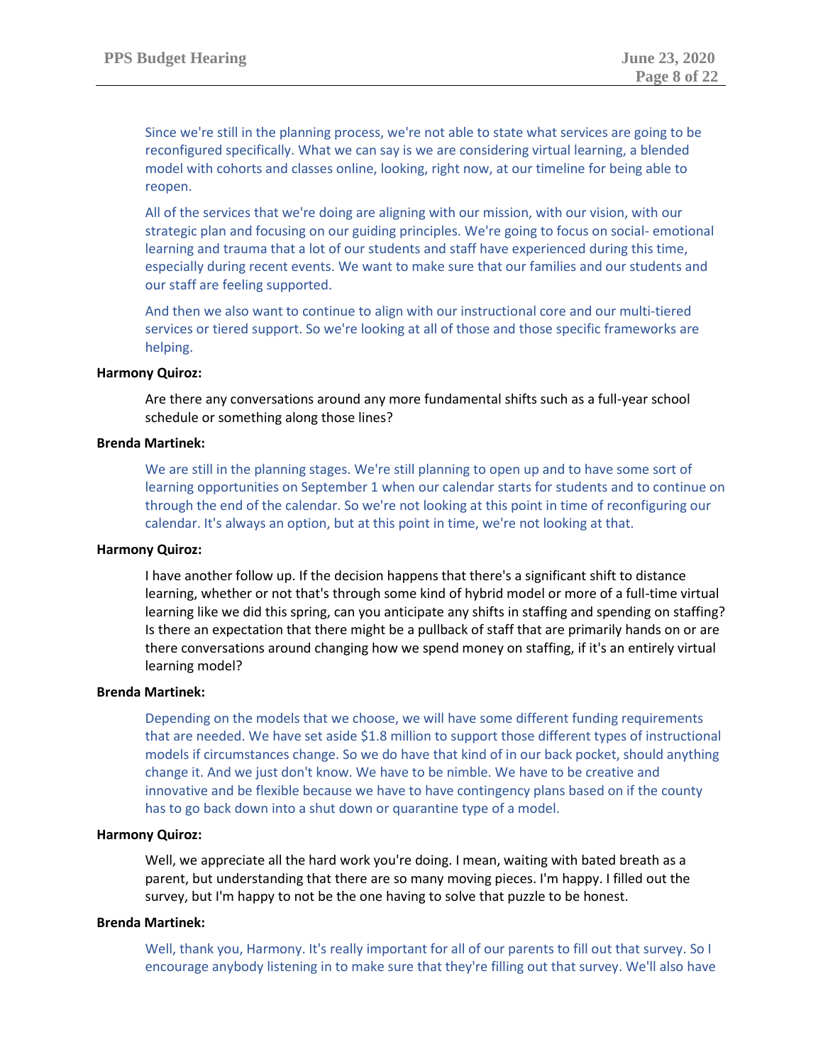Since we're still in the planning process, we're not able to state what services are going to be reconfigured specifically. What we can say is we are considering virtual learning, a blended model with cohorts and classes online, looking, right now, at our timeline for being able to reopen.

All of the services that we're doing are aligning with our mission, with our vision, with our strategic plan and focusing on our guiding principles. We're going to focus on social- emotional learning and trauma that a lot of our students and staff have experienced during this time, especially during recent events. We want to make sure that our families and our students and our staff are feeling supported.

And then we also want to continue to align with our instructional core and our multi-tiered services or tiered support. So we're looking at all of those and those specific frameworks are helping.

**Harmony Quiroz:**

Are there any conversations around any more fundamental shifts such as a full-year school schedule or something along those lines?

**Brenda Martinek:**

We are still in the planning stages. We're still planning to open up and to have some sort of learning opportunities on September 1 when our calendar starts for students and to continue on through the end of the calendar. So we're not looking at this point in time of reconfiguring our calendar. It's always an option, but at this point in time, we're not looking at that.

**Harmony Quiroz:**

I have another follow up. If the decision happens that there's a significant shift to distance learning, whether or not that's through some kind of hybrid model or more of a full-time virtual learning like we did this spring, can you anticipate any shifts in staffing and spending on staffing? Is there an expectation that there might be a pullback of staff that are primarily hands on or are there conversations around changing how we spend money on staffing, if it's an entirely virtual learning model?

**Brenda Martinek:**

Depending on the models that we choose, we will have some different funding requirements that are needed. We have set aside $1.8 million to support those different types of instructional models if circumstances change. So we do have that kind of in our back pocket, should anything change it. And we just don't know. We have to be nimble. We have to be creative and innovative and be flexible because we have to have contingency plans based on if the county has to go back down into a shut down or quarantine type of a model.

**Harmony Quiroz:**

Well, we appreciate all the hard work you're doing. I mean, waiting with bated breath as a parent, but understanding that there are so many moving pieces. I'm happy. I filled out the survey, but I'm happy to not be the one having to solve that puzzle to be honest.

**Brenda Martinek:**

Well, thank you, Harmony. It's really important for all of our parents to fill out that survey. So I encourage anybody listening in to make sure that they're filling out that survey. We'll also have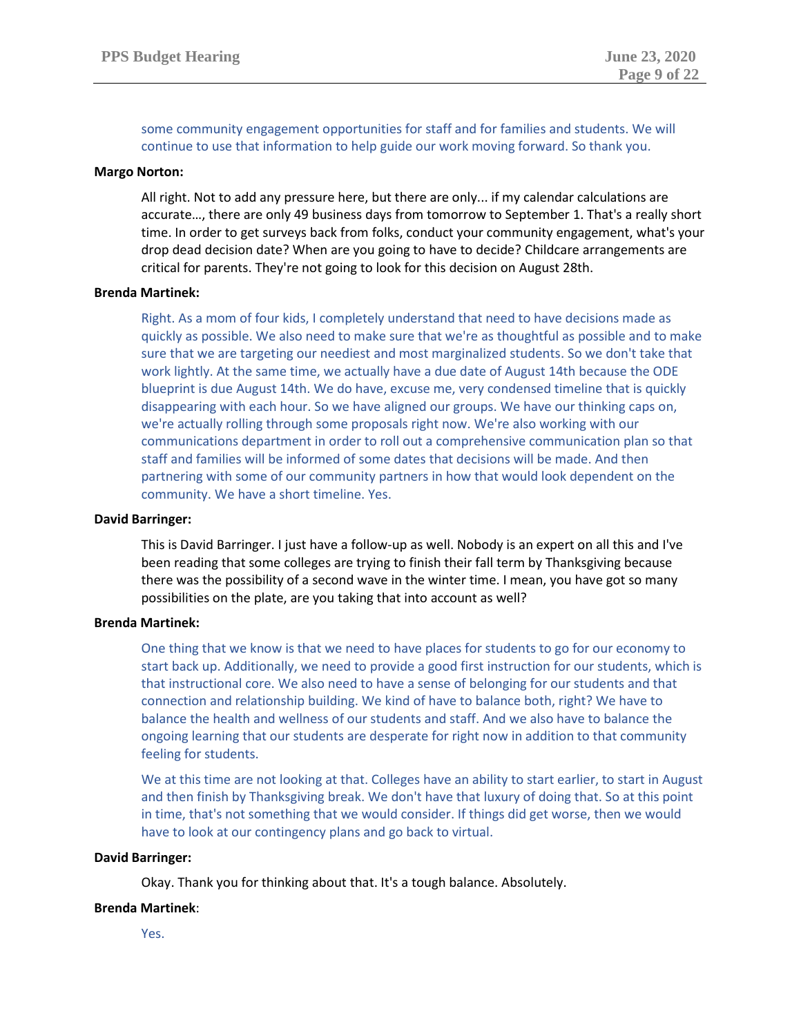some community engagement opportunities for staff and for families and students. We will continue to use that information to help guide our work moving forward. So thank you.

**Margo Norton:**

All right. Not to add any pressure here, but there are only... if my calendar calculations are accurate…, there are only 49 business days from tomorrow to September 1. That's a really short time. In order to get surveys back from folks, conduct your community engagement, what's your drop dead decision date? When are you going to have to decide? Childcare arrangements are critical for parents. They're not going to look for this decision on August 28th.

**Brenda Martinek:**

Right. As a mom of four kids, I completely understand that need to have decisions made as quickly as possible. We also need to make sure that we're as thoughtful as possible and to make sure that we are targeting our neediest and most marginalized students. So we don't take that work lightly. At the same time, we actually have a due date of August 14th because the ODE blueprint is due August 14th. We do have, excuse me, very condensed timeline that is quickly disappearing with each hour. So we have aligned our groups. We have our thinking caps on, we're actually rolling through some proposals right now. We're also working with our communications department in order to roll out a comprehensive communication plan so that staff and families will be informed of some dates that decisions will be made. And then partnering with some of our community partners in how that would look dependent on the community. We have a short timeline. Yes.

**David Barringer:**

This is David Barringer. I just have a follow-up as well. Nobody is an expert on all this and I've been reading that some colleges are trying to finish their fall term by Thanksgiving because there was the possibility of a second wave in the winter time. I mean, you have got so many possibilities on the plate, are you taking that into account as well?

**Brenda Martinek:**

One thing that we know is that we need to have places for students to go for our economy to start back up. Additionally, we need to provide a good first instruction for our students, which is that instructional core. We also need to have a sense of belonging for our students and that connection and relationship building. We kind of have to balance both, right? We have to balance the health and wellness of our students and staff. And we also have to balance the ongoing learning that our students are desperate for right now in addition to that community feeling for students.

We at this time are not looking at that. Colleges have an ability to start earlier, to start in August and then finish by Thanksgiving break. We don't have that luxury of doing that. So at this point in time, that's not something that we would consider. If things did get worse, then we would have to look at our contingency plans and go back to virtual.

**David Barringer:**

Okay. Thank you for thinking about that. It's a tough balance. Absolutely.

**Brenda Martinek**:

Yes.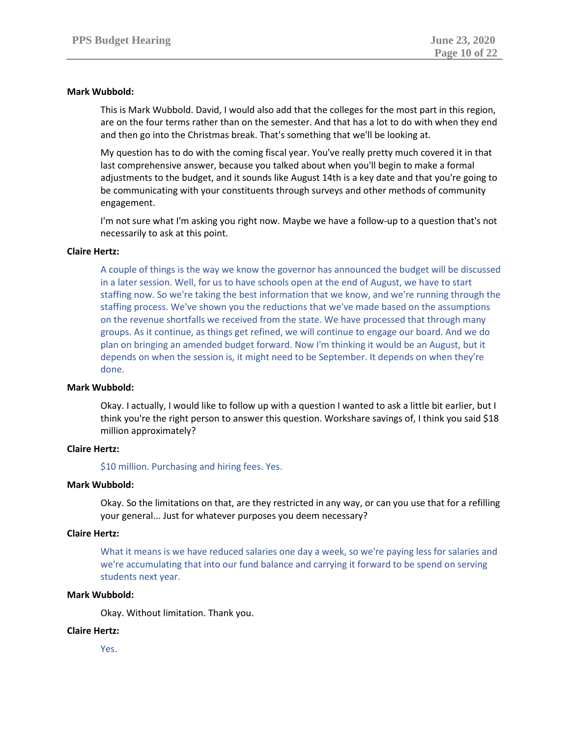**Mark Wubbold:**

This is Mark Wubbold. David, I would also add that the colleges for the most part in this region, are on the four terms rather than on the semester. And that has a lot to do with when they end and then go into the Christmas break. That's something that we'll be looking at.

My question has to do with the coming fiscal year. You've really pretty much covered it in that last comprehensive answer, because you talked about when you'll begin to make a formal adjustments to the budget, and it sounds like August 14th is a key date and that you're going to be communicating with your constituents through surveys and other methods of community engagement.

I'm not sure what I'm asking you right now. Maybe we have a follow-up to a question that's not necessarily to ask at this point.

**Claire Hertz:**

A couple of things is the way we know the governor has announced the budget will be discussed in a later session. Well, for us to have schools open at the end of August, we have to start staffing now. So we're taking the best information that we know, and we're running through the staffing process. We've shown you the reductions that we've made based on the assumptions on the revenue shortfalls we received from the state. We have processed that through many groups. As it continue, as things get refined, we will continue to engage our board. And we do plan on bringing an amended budget forward. Now I'm thinking it would be an August, but it depends on when the session is, it might need to be September. It depends on when they're done.

**Mark Wubbold:**

Okay. I actually, I would like to follow up with a question I wanted to ask a little bit earlier, but I think you're the right person to answer this question. Workshare savings of, I think you said $18 million approximately?

**Claire Hertz:**

$10 million. Purchasing and hiring fees. Yes.

**Mark Wubbold:**

Okay. So the limitations on that, are they restricted in any way, or can you use that for a refilling your general... Just for whatever purposes you deem necessary?

**Claire Hertz:**

What it means is we have reduced salaries one day a week, so we're paying less for salaries and we're accumulating that into our fund balance and carrying it forward to be spend on serving students next year.

**Mark Wubbold:**

Okay. Without limitation. Thank you.

**Claire Hertz:**

Yes.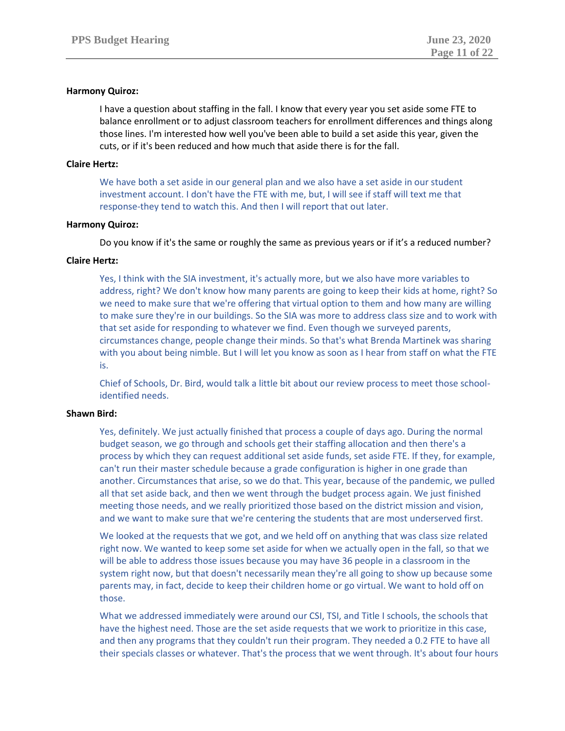**Harmony Quiroz:**

I have a question about staffing in the fall. I know that every year you set aside some FTE to balance enrollment or to adjust classroom teachers for enrollment differences and things along those lines. I'm interested how well you've been able to build a set aside this year, given the cuts, or if it's been reduced and how much that aside there is for the fall.

**Claire Hertz:**

We have both a set aside in our general plan and we also have a set aside in our student investment account. I don't have the FTE with me, but, I will see if staff will text me that response-they tend to watch this. And then I will report that out later.

**Harmony Quiroz:**

Do you know if it's the same or roughly the same as previous years or if it's a reduced number?

**Claire Hertz:**

Yes, I think with the SIA investment, it's actually more, but we also have more variables to address, right? We don't know how many parents are going to keep their kids at home, right? So we need to make sure that we're offering that virtual option to them and how many are willing to make sure they're in our buildings. So the SIA was more to address class size and to work with that set aside for responding to whatever we find. Even though we surveyed parents, circumstances change, people change their minds. So that's what Brenda Martinek was sharing with you about being nimble. But I will let you know as soon as I hear from staff on what the FTE is.

Chief of Schools, Dr. Bird, would talk a little bit about our review process to meet those school-identified needs.

**Shawn Bird:**

Yes, definitely. We just actually finished that process a couple of days ago. During the normal budget season, we go through and schools get their staffing allocation and then there's a process by which they can request additional set aside funds, set aside FTE. If they, for example, can't run their master schedule because a grade configuration is higher in one grade than another. Circumstances that arise, so we do that. This year, because of the pandemic, we pulled all that set aside back, and then we went through the budget process again. We just finished meeting those needs, and we really prioritized those based on the district mission and vision, and we want to make sure that we're centering the students that are most underserved first.

We looked at the requests that we got, and we held off on anything that was class size related right now. We wanted to keep some set aside for when we actually open in the fall, so that we will be able to address those issues because you may have 36 people in a classroom in the system right now, but that doesn't necessarily mean they're all going to show up because some parents may, in fact, decide to keep their children home or go virtual. We want to hold off on those.

What we addressed immediately were around our CSI, TSI, and Title I schools, the schools that have the highest need. Those are the set aside requests that we work to prioritize in this case, and then any programs that they couldn't run their program. They needed a 0.2 FTE to have all their specials classes or whatever. That's the process that we went through. It's about four hours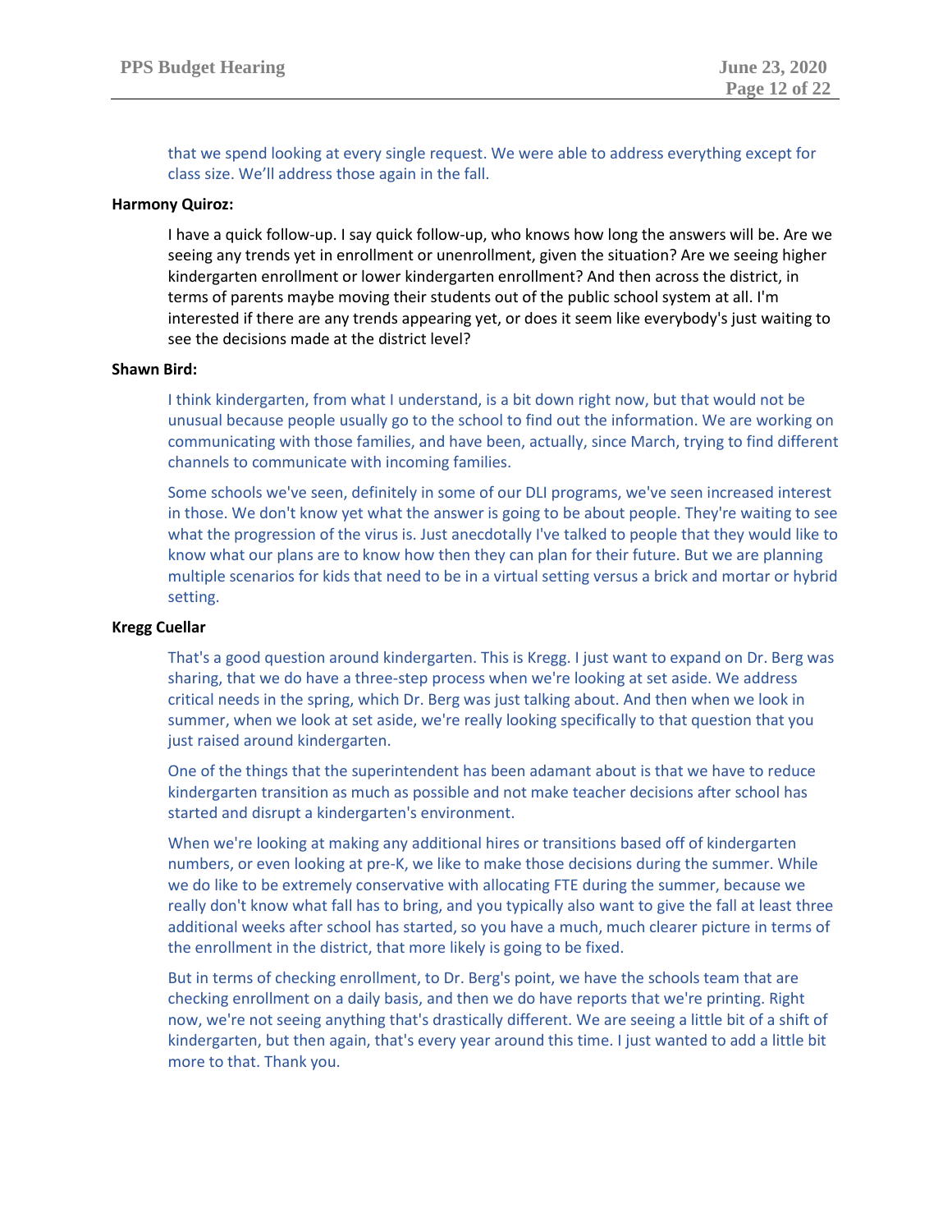that we spend looking at every single request. We were able to address everything except for class size. We'll address those again in the fall.

**Harmony Quiroz:**

I have a quick follow-up. I say quick follow-up, who knows how long the answers will be. Are we seeing any trends yet in enrollment or unenrollment, given the situation? Are we seeing higher kindergarten enrollment or lower kindergarten enrollment? And then across the district, in terms of parents maybe moving their students out of the public school system at all. I'm interested if there are any trends appearing yet, or does it seem like everybody's just waiting to see the decisions made at the district level?

**Shawn Bird:**

I think kindergarten, from what I understand, is a bit down right now, but that would not be unusual because people usually go to the school to find out the information. We are working on communicating with those families, and have been, actually, since March, trying to find different channels to communicate with incoming families.

Some schools we've seen, definitely in some of our DLI programs, we've seen increased interest in those. We don't know yet what the answer is going to be about people. They're waiting to see what the progression of the virus is. Just anecdotally I've talked to people that they would like to know what our plans are to know how then they can plan for their future. But we are planning multiple scenarios for kids that need to be in a virtual setting versus a brick and mortar or hybrid setting.

**Kregg Cuellar**

That's a good question around kindergarten. This is Kregg. I just want to expand on Dr. Berg was sharing, that we do have a three-step process when we're looking at set aside. We address critical needs in the spring, which Dr. Berg was just talking about. And then when we look in summer, when we look at set aside, we're really looking specifically to that question that you just raised around kindergarten.

One of the things that the superintendent has been adamant about is that we have to reduce kindergarten transition as much as possible and not make teacher decisions after school has started and disrupt a kindergarten's environment.

When we're looking at making any additional hires or transitions based off of kindergarten numbers, or even looking at pre-K, we like to make those decisions during the summer. While we do like to be extremely conservative with allocating FTE during the summer, because we really don't know what fall has to bring, and you typically also want to give the fall at least three additional weeks after school has started, so you have a much, much clearer picture in terms of the enrollment in the district, that more likely is going to be fixed.

But in terms of checking enrollment, to Dr. Berg's point, we have the schools team that are checking enrollment on a daily basis, and then we do have reports that we're printing. Right now, we're not seeing anything that's drastically different. We are seeing a little bit of a shift of kindergarten, but then again, that's every year around this time. I just wanted to add a little bit more to that. Thank you.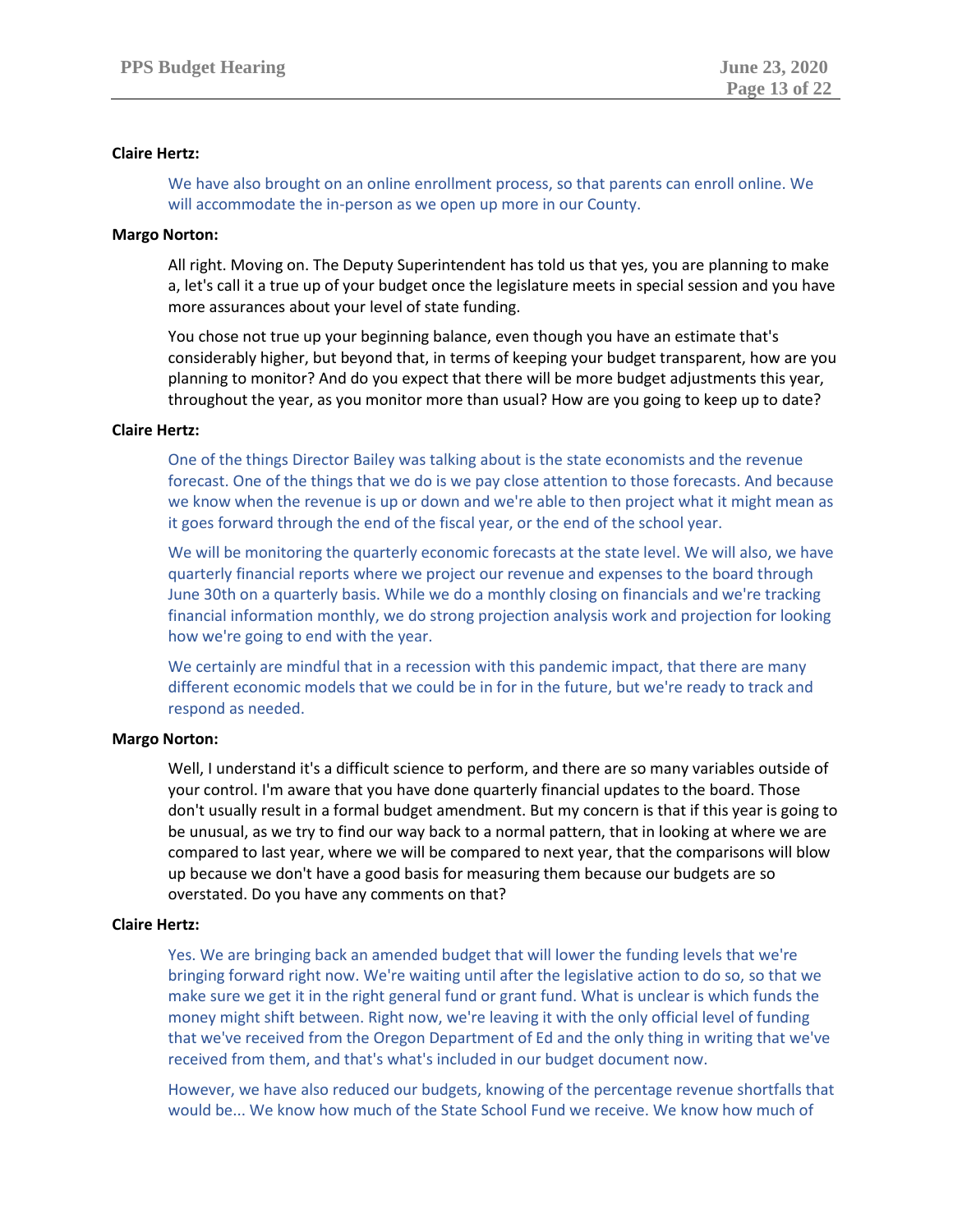**Claire Hertz:**

We have also brought on an online enrollment process, so that parents can enroll online. We will accommodate the in-person as we open up more in our County.

**Margo Norton:**

All right. Moving on. The Deputy Superintendent has told us that yes, you are planning to make a, let's call it a true up of your budget once the legislature meets in special session and you have more assurances about your level of state funding.

You chose not true up your beginning balance, even though you have an estimate that's considerably higher, but beyond that, in terms of keeping your budget transparent, how are you planning to monitor? And do you expect that there will be more budget adjustments this year, throughout the year, as you monitor more than usual? How are you going to keep up to date?

**Claire Hertz:**

One of the things Director Bailey was talking about is the state economists and the revenue forecast. One of the things that we do is we pay close attention to those forecasts. And because we know when the revenue is up or down and we're able to then project what it might mean as it goes forward through the end of the fiscal year, or the end of the school year.

We will be monitoring the quarterly economic forecasts at the state level. We will also, we have quarterly financial reports where we project our revenue and expenses to the board through June 30th on a quarterly basis. While we do a monthly closing on financials and we're tracking financial information monthly, we do strong projection analysis work and projection for looking how we're going to end with the year.

We certainly are mindful that in a recession with this pandemic impact, that there are many different economic models that we could be in for in the future, but we're ready to track and respond as needed.

**Margo Norton:**

Well, I understand it's a difficult science to perform, and there are so many variables outside of your control. I'm aware that you have done quarterly financial updates to the board. Those don't usually result in a formal budget amendment. But my concern is that if this year is going to be unusual, as we try to find our way back to a normal pattern, that in looking at where we are compared to last year, where we will be compared to next year, that the comparisons will blow up because we don't have a good basis for measuring them because our budgets are so overstated. Do you have any comments on that?

**Claire Hertz:**

Yes. We are bringing back an amended budget that will lower the funding levels that we're bringing forward right now. We're waiting until after the legislative action to do so, so that we make sure we get it in the right general fund or grant fund. What is unclear is which funds the money might shift between. Right now, we're leaving it with the only official level of funding that we've received from the Oregon Department of Ed and the only thing in writing that we've received from them, and that's what's included in our budget document now.

However, we have also reduced our budgets, knowing of the percentage revenue shortfalls that would be... We know how much of the State School Fund we receive. We know how much of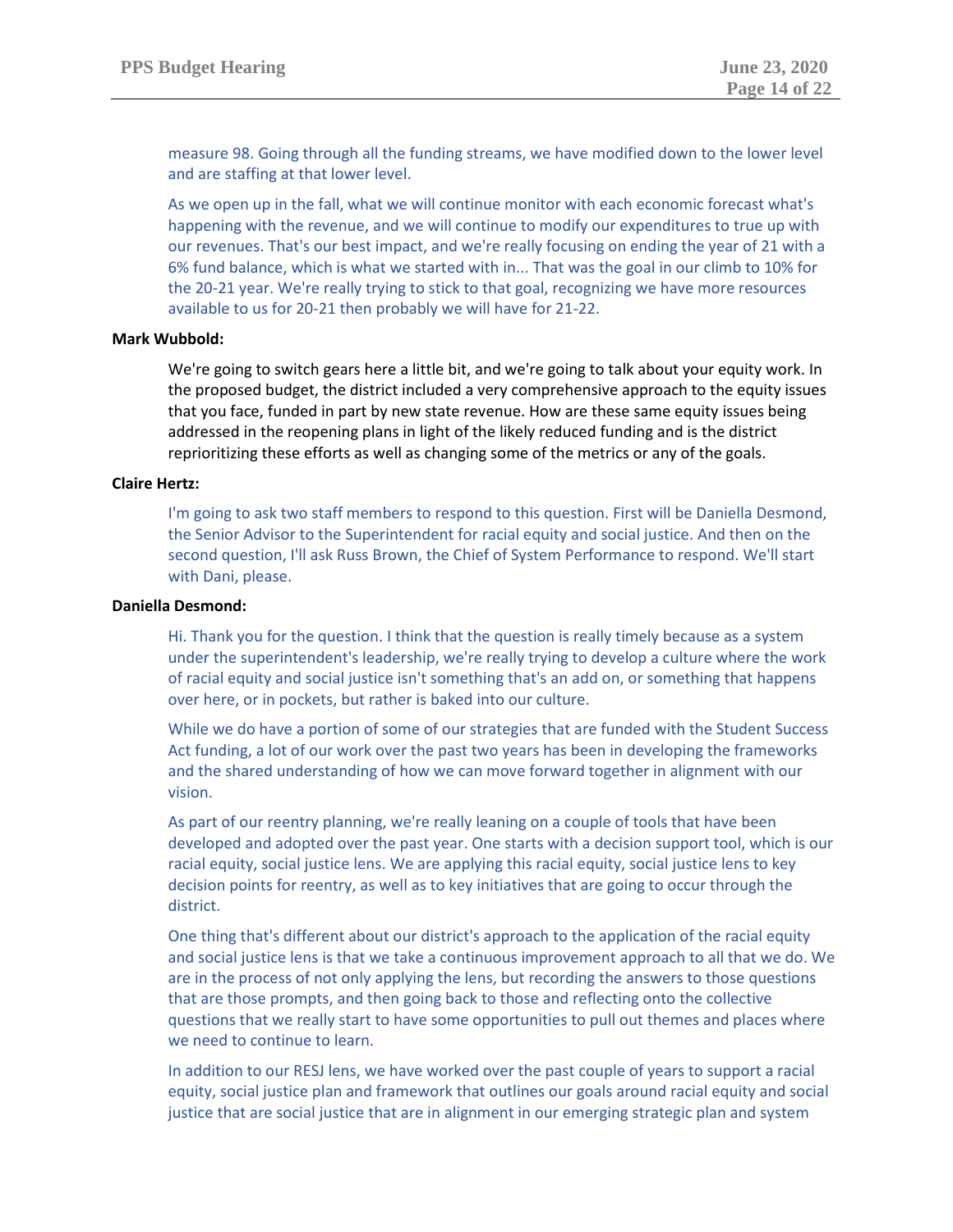measure 98. Going through all the funding streams, we have modified down to the lower level and are staffing at that lower level.

As we open up in the fall, what we will continue monitor with each economic forecast what's happening with the revenue, and we will continue to modify our expenditures to true up with our revenues. That's our best impact, and we're really focusing on ending the year of 21 with a 6% fund balance, which is what we started with in... That was the goal in our climb to 10% for the 20-21 year. We're really trying to stick to that goal, recognizing we have more resources available to us for 20-21 then probably we will have for 21-22.

**Mark Wubbold:**

We're going to switch gears here a little bit, and we're going to talk about your equity work. In the proposed budget, the district included a very comprehensive approach to the equity issues that you face, funded in part by new state revenue. How are these same equity issues being addressed in the reopening plans in light of the likely reduced funding and is the district reprioritizing these efforts as well as changing some of the metrics or any of the goals.

**Claire Hertz:**

I'm going to ask two staff members to respond to this question. First will be Daniella Desmond, the Senior Advisor to the Superintendent for racial equity and social justice. And then on the second question, I'll ask Russ Brown, the Chief of System Performance to respond. We'll start with Dani, please.

**Daniella Desmond:**

Hi. Thank you for the question. I think that the question is really timely because as a system under the superintendent's leadership, we're really trying to develop a culture where the work of racial equity and social justice isn't something that's an add on, or something that happens over here, or in pockets, but rather is baked into our culture.

While we do have a portion of some of our strategies that are funded with the Student Success Act funding, a lot of our work over the past two years has been in developing the frameworks and the shared understanding of how we can move forward together in alignment with our vision.

As part of our reentry planning, we're really leaning on a couple of tools that have been developed and adopted over the past year. One starts with a decision support tool, which is our racial equity, social justice lens. We are applying this racial equity, social justice lens to key decision points for reentry, as well as to key initiatives that are going to occur through the district.

One thing that's different about our district's approach to the application of the racial equity and social justice lens is that we take a continuous improvement approach to all that we do. We are in the process of not only applying the lens, but recording the answers to those questions that are those prompts, and then going back to those and reflecting onto the collective questions that we really start to have some opportunities to pull out themes and places where we need to continue to learn.

In addition to our RESJ lens, we have worked over the past couple of years to support a racial equity, social justice plan and framework that outlines our goals around racial equity and social justice that are social justice that are in alignment in our emerging strategic plan and system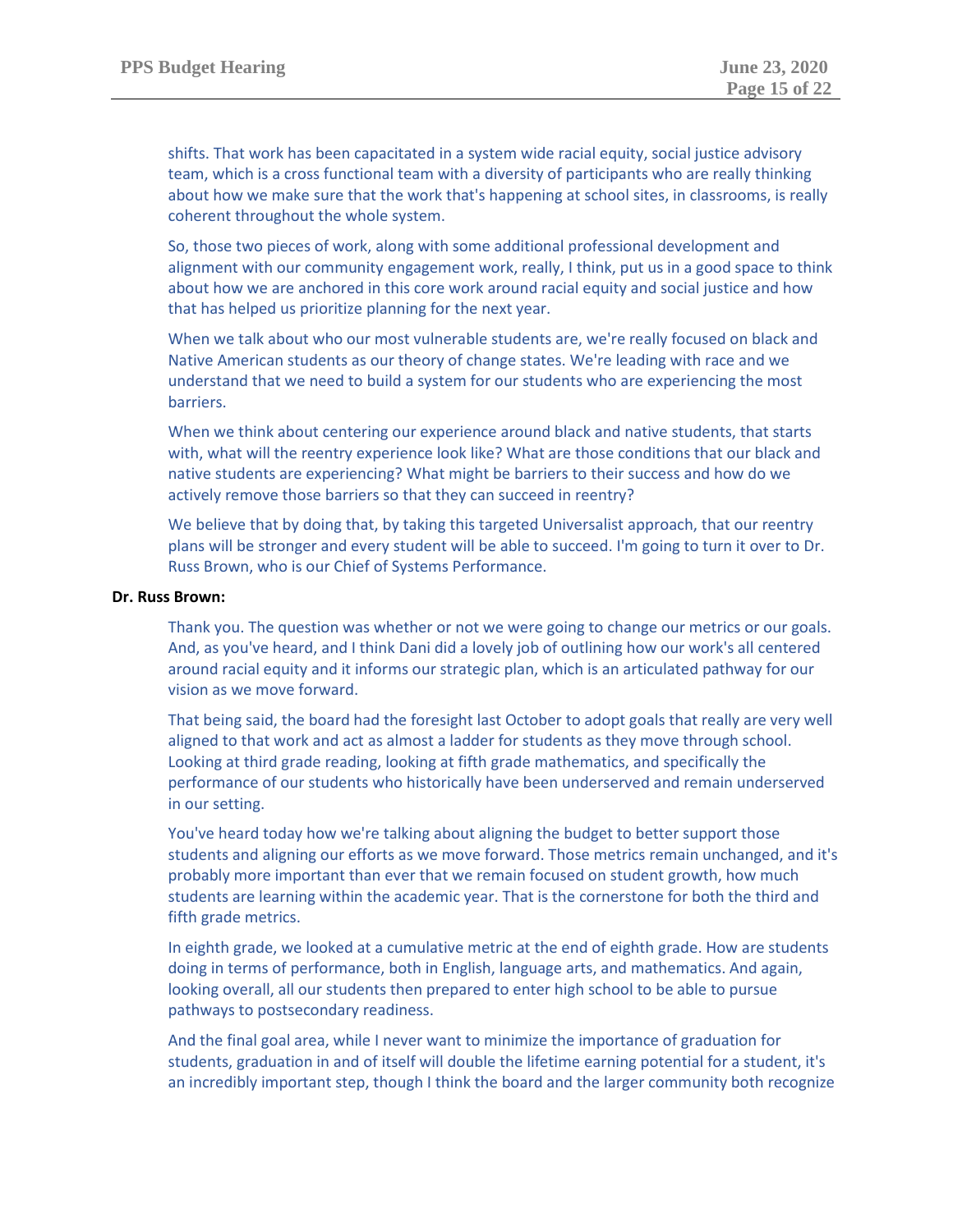shifts. That work has been capacitated in a system wide racial equity, social justice advisory team, which is a cross functional team with a diversity of participants who are really thinking about how we make sure that the work that's happening at school sites, in classrooms, is really coherent throughout the whole system.

So, those two pieces of work, along with some additional professional development and alignment with our community engagement work, really, I think, put us in a good space to think about how we are anchored in this core work around racial equity and social justice and how that has helped us prioritize planning for the next year.

When we talk about who our most vulnerable students are, we're really focused on black and Native American students as our theory of change states. We're leading with race and we understand that we need to build a system for our students who are experiencing the most barriers.

When we think about centering our experience around black and native students, that starts with, what will the reentry experience look like? What are those conditions that our black and native students are experiencing? What might be barriers to their success and how do we actively remove those barriers so that they can succeed in reentry?

We believe that by doing that, by taking this targeted Universalist approach, that our reentry plans will be stronger and every student will be able to succeed. I'm going to turn it over to Dr. Russ Brown, who is our Chief of Systems Performance.

**Dr. Russ Brown:**

Thank you. The question was whether or not we were going to change our metrics or our goals. And, as you've heard, and I think Dani did a lovely job of outlining how our work's all centered around racial equity and it informs our strategic plan, which is an articulated pathway for our vision as we move forward.

That being said, the board had the foresight last October to adopt goals that really are very well aligned to that work and act as almost a ladder for students as they move through school. Looking at third grade reading, looking at fifth grade mathematics, and specifically the performance of our students who historically have been underserved and remain underserved in our setting.

You've heard today how we're talking about aligning the budget to better support those students and aligning our efforts as we move forward. Those metrics remain unchanged, and it's probably more important than ever that we remain focused on student growth, how much students are learning within the academic year. That is the cornerstone for both the third and fifth grade metrics.

In eighth grade, we looked at a cumulative metric at the end of eighth grade. How are students doing in terms of performance, both in English, language arts, and mathematics. And again, looking overall, all our students then prepared to enter high school to be able to pursue pathways to postsecondary readiness.

And the final goal area, while I never want to minimize the importance of graduation for students, graduation in and of itself will double the lifetime earning potential for a student, it's an incredibly important step, though I think the board and the larger community both recognize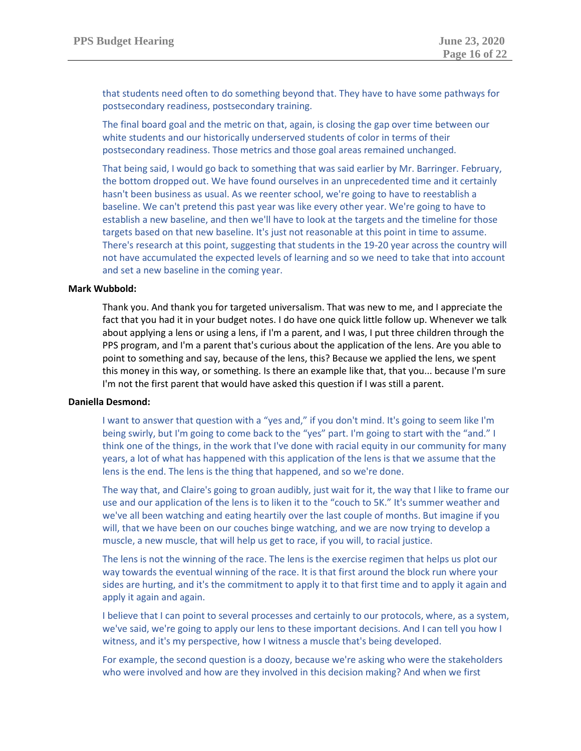that students need often to do something beyond that. They have to have some pathways for postsecondary readiness, postsecondary training.

The final board goal and the metric on that, again, is closing the gap over time between our white students and our historically underserved students of color in terms of their postsecondary readiness. Those metrics and those goal areas remained unchanged.

That being said, I would go back to something that was said earlier by Mr. Barringer. February, the bottom dropped out. We have found ourselves in an unprecedented time and it certainly hasn't been business as usual. As we reenter school, we're going to have to reestablish a baseline. We can't pretend this past year was like every other year. We're going to have to establish a new baseline, and then we'll have to look at the targets and the timeline for those targets based on that new baseline. It's just not reasonable at this point in time to assume. There's research at this point, suggesting that students in the 19-20 year across the country will not have accumulated the expected levels of learning and so we need to take that into account and set a new baseline in the coming year.

**Mark Wubbold:**

Thank you. And thank you for targeted universalism. That was new to me, and I appreciate the fact that you had it in your budget notes. I do have one quick little follow up. Whenever we talk about applying a lens or using a lens, if I'm a parent, and I was, I put three children through the PPS program, and I'm a parent that's curious about the application of the lens. Are you able to point to something and say, because of the lens, this? Because we applied the lens, we spent this money in this way, or something. Is there an example like that, that you... because I'm sure I'm not the first parent that would have asked this question if I was still a parent.

**Daniella Desmond:**

I want to answer that question with a "yes and," if you don't mind. It's going to seem like I'm being swirly, but I'm going to come back to the "yes" part. I'm going to start with the "and." I think one of the things, in the work that I've done with racial equity in our community for many years, a lot of what has happened with this application of the lens is that we assume that the lens is the end. The lens is the thing that happened, and so we're done.

The way that, and Claire's going to groan audibly, just wait for it, the way that I like to frame our use and our application of the lens is to liken it to the "couch to 5K." It's summer weather and we've all been watching and eating heartily over the last couple of months. But imagine if you will, that we have been on our couches binge watching, and we are now trying to develop a muscle, a new muscle, that will help us get to race, if you will, to racial justice.

The lens is not the winning of the race. The lens is the exercise regimen that helps us plot our way towards the eventual winning of the race. It is that first around the block run where your sides are hurting, and it's the commitment to apply it to that first time and to apply it again and apply it again and again.

I believe that I can point to several processes and certainly to our protocols, where, as a system, we've said, we're going to apply our lens to these important decisions. And I can tell you how I witness, and it's my perspective, how I witness a muscle that's being developed.

For example, the second question is a doozy, because we're asking who were the stakeholders who were involved and how are they involved in this decision making? And when we first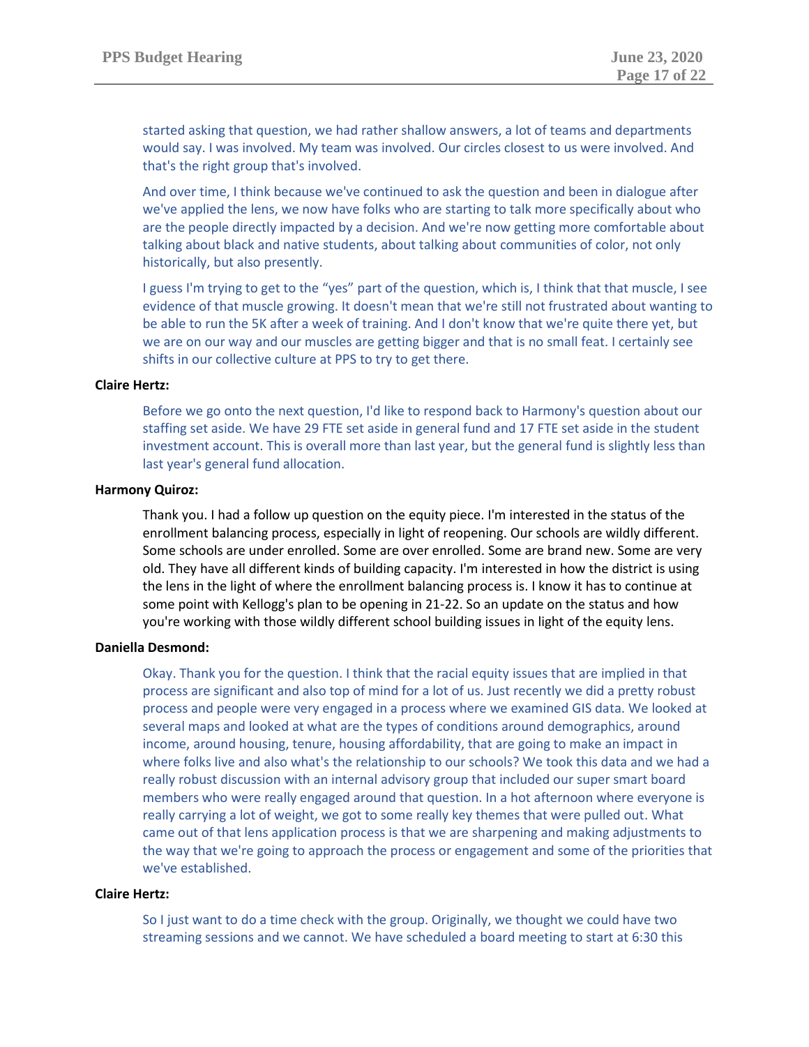started asking that question, we had rather shallow answers, a lot of teams and departments would say. I was involved. My team was involved. Our circles closest to us were involved. And that's the right group that's involved.

And over time, I think because we've continued to ask the question and been in dialogue after we've applied the lens, we now have folks who are starting to talk more specifically about who are the people directly impacted by a decision. And we're now getting more comfortable about talking about black and native students, about talking about communities of color, not only historically, but also presently.

I guess I'm trying to get to the "yes" part of the question, which is, I think that that muscle, I see evidence of that muscle growing. It doesn't mean that we're still not frustrated about wanting to be able to run the 5K after a week of training. And I don't know that we're quite there yet, but we are on our way and our muscles are getting bigger and that is no small feat. I certainly see shifts in our collective culture at PPS to try to get there.

**Claire Hertz:**

Before we go onto the next question, I'd like to respond back to Harmony's question about our staffing set aside. We have 29 FTE set aside in general fund and 17 FTE set aside in the student investment account. This is overall more than last year, but the general fund is slightly less than last year's general fund allocation.

**Harmony Quiroz:**

Thank you. I had a follow up question on the equity piece. I'm interested in the status of the enrollment balancing process, especially in light of reopening. Our schools are wildly different. Some schools are under enrolled. Some are over enrolled. Some are brand new. Some are very old. They have all different kinds of building capacity. I'm interested in how the district is using the lens in the light of where the enrollment balancing process is. I know it has to continue at some point with Kellogg's plan to be opening in 21-22. So an update on the status and how you're working with those wildly different school building issues in light of the equity lens.

**Daniella Desmond:**

Okay. Thank you for the question. I think that the racial equity issues that are implied in that process are significant and also top of mind for a lot of us. Just recently we did a pretty robust process and people were very engaged in a process where we examined GIS data. We looked at several maps and looked at what are the types of conditions around demographics, around income, around housing, tenure, housing affordability, that are going to make an impact in where folks live and also what's the relationship to our schools? We took this data and we had a really robust discussion with an internal advisory group that included our super smart board members who were really engaged around that question. In a hot afternoon where everyone is really carrying a lot of weight, we got to some really key themes that were pulled out. What came out of that lens application process is that we are sharpening and making adjustments to the way that we're going to approach the process or engagement and some of the priorities that we've established.

**Claire Hertz:**

So I just want to do a time check with the group. Originally, we thought we could have two streaming sessions and we cannot. We have scheduled a board meeting to start at 6:30 this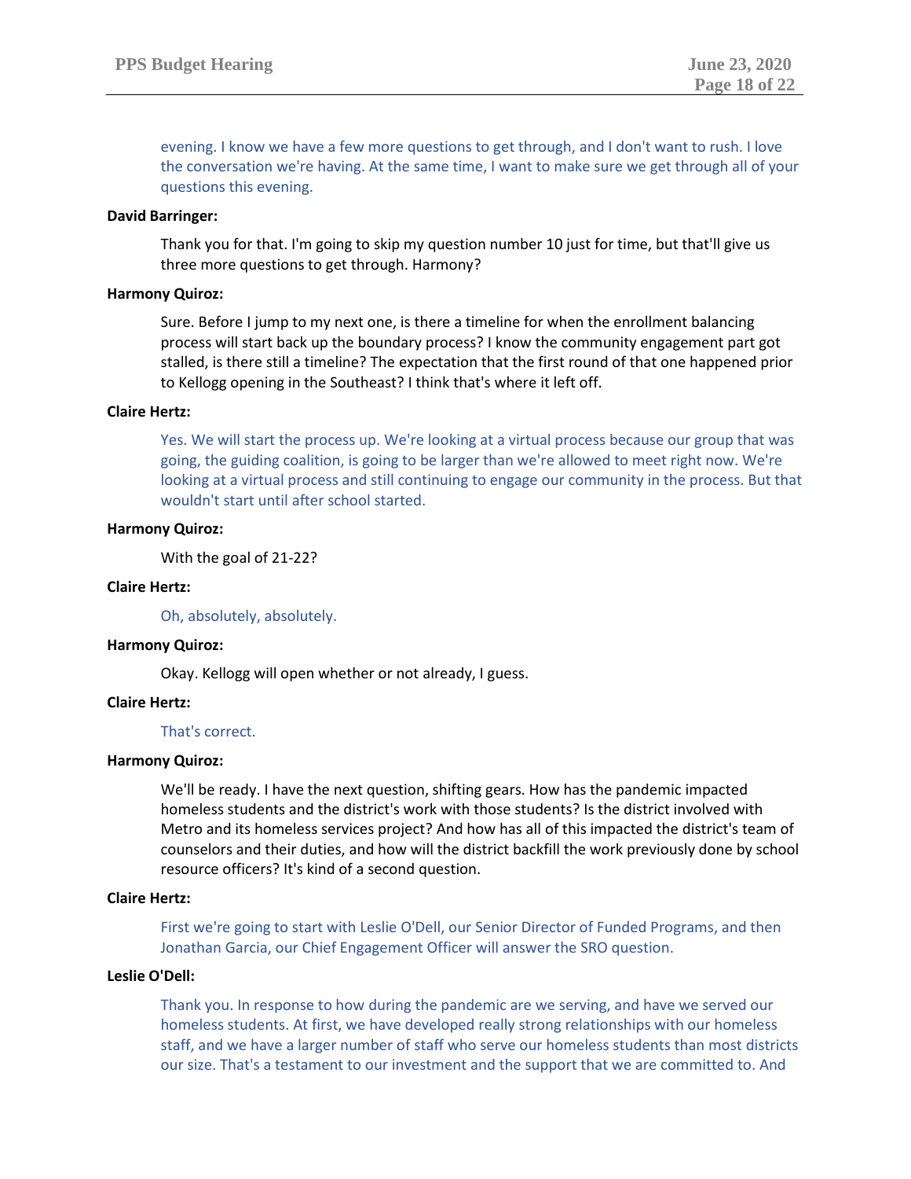evening. I know we have a few more questions to get through, and I don't want to rush. I love the conversation we're having. At the same time, I want to make sure we get through all of your questions this evening.

**David Barringer:**

Thank you for that. I'm going to skip my question number 10 just for time, but that'll give us three more questions to get through. Harmony?

**Harmony Quiroz:**

Sure. Before I jump to my next one, is there a timeline for when the enrollment balancing process will start back up the boundary process? I know the community engagement part got stalled, is there still a timeline? The expectation that the first round of that one happened prior to Kellogg opening in the Southeast? I think that's where it left off.

**Claire Hertz:**

Yes. We will start the process up. We're looking at a virtual process because our group that was going, the guiding coalition, is going to be larger than we're allowed to meet right now. We're looking at a virtual process and still continuing to engage our community in the process. But that wouldn't start until after school started.

**Harmony Quiroz:**

With the goal of 21-22?

**Claire Hertz:**

Oh, absolutely, absolutely.

**Harmony Quiroz:**

Okay. Kellogg will open whether or not already, I guess.

**Claire Hertz:**

That's correct.

**Harmony Quiroz:**

We'll be ready. I have the next question, shifting gears. How has the pandemic impacted homeless students and the district's work with those students? Is the district involved with Metro and its homeless services project? And how has all of this impacted the district's team of counselors and their duties, and how will the district backfill the work previously done by school resource officers? It's kind of a second question.

**Claire Hertz:**

First we're going to start with Leslie O'Dell, our Senior Director of Funded Programs, and then Jonathan Garcia, our Chief Engagement Officer will answer the SRO question.

**Leslie O'Dell:**

Thank you. In response to how during the pandemic are we serving, and have we served our homeless students. At first, we have developed really strong relationships with our homeless staff, and we have a larger number of staff who serve our homeless students than most districts our size. That's a testament to our investment and the support that we are committed to. And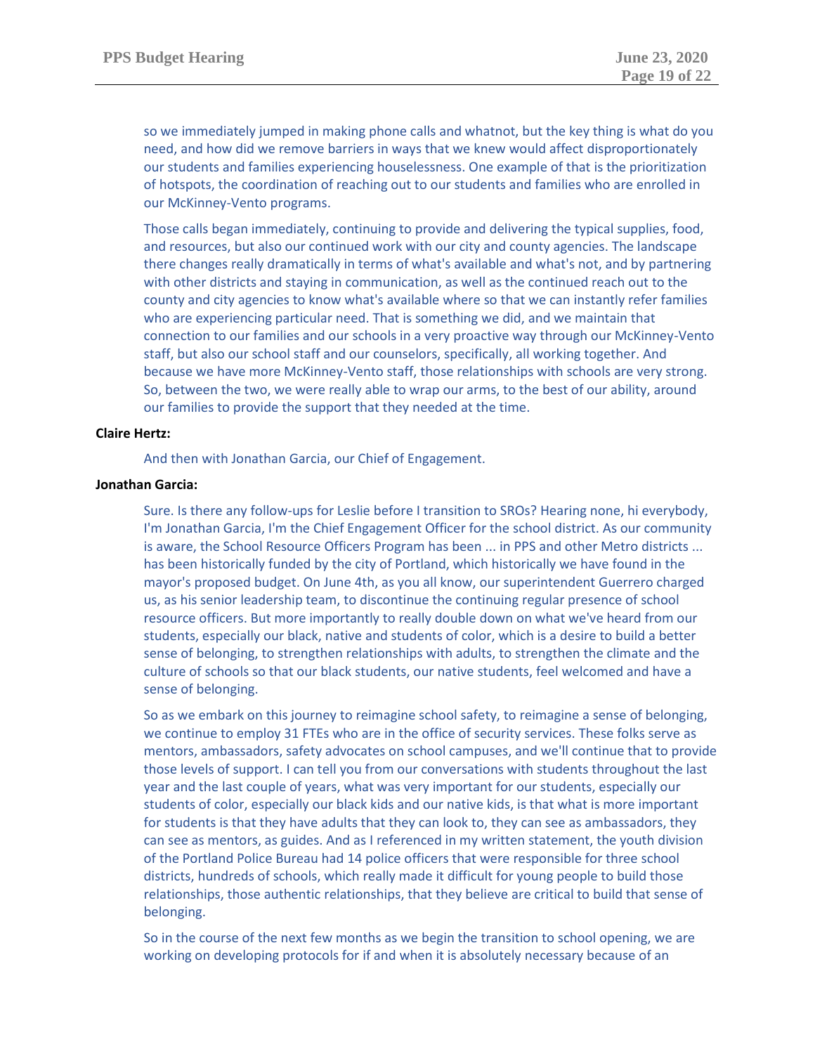so we immediately jumped in making phone calls and whatnot, but the key thing is what do you need, and how did we remove barriers in ways that we knew would affect disproportionately our students and families experiencing houselessness. One example of that is the prioritization of hotspots, the coordination of reaching out to our students and families who are enrolled in our McKinney-Vento programs.

Those calls began immediately, continuing to provide and delivering the typical supplies, food, and resources, but also our continued work with our city and county agencies. The landscape there changes really dramatically in terms of what's available and what's not, and by partnering with other districts and staying in communication, as well as the continued reach out to the county and city agencies to know what's available where so that we can instantly refer families who are experiencing particular need. That is something we did, and we maintain that connection to our families and our schools in a very proactive way through our McKinney-Vento staff, but also our school staff and our counselors, specifically, all working together. And because we have more McKinney-Vento staff, those relationships with schools are very strong. So, between the two, we were really able to wrap our arms, to the best of our ability, around our families to provide the support that they needed at the time.

**Claire Hertz:**

And then with Jonathan Garcia, our Chief of Engagement.

**Jonathan Garcia:**

Sure. Is there any follow-ups for Leslie before I transition to SROs? Hearing none, hi everybody, I'm Jonathan Garcia, I'm the Chief Engagement Officer for the school district. As our community is aware, the School Resource Officers Program has been ... in PPS and other Metro districts ... has been historically funded by the city of Portland, which historically we have found in the mayor's proposed budget. On June 4th, as you all know, our superintendent Guerrero charged us, as his senior leadership team, to discontinue the continuing regular presence of school resource officers. But more importantly to really double down on what we've heard from our students, especially our black, native and students of color, which is a desire to build a better sense of belonging, to strengthen relationships with adults, to strengthen the climate and the culture of schools so that our black students, our native students, feel welcomed and have a sense of belonging.

So as we embark on this journey to reimagine school safety, to reimagine a sense of belonging, we continue to employ 31 FTEs who are in the office of security services. These folks serve as mentors, ambassadors, safety advocates on school campuses, and we'll continue that to provide those levels of support. I can tell you from our conversations with students throughout the last year and the last couple of years, what was very important for our students, especially our students of color, especially our black kids and our native kids, is that what is more important for students is that they have adults that they can look to, they can see as ambassadors, they can see as mentors, as guides. And as I referenced in my written statement, the youth division of the Portland Police Bureau had 14 police officers that were responsible for three school districts, hundreds of schools, which really made it difficult for young people to build those relationships, those authentic relationships, that they believe are critical to build that sense of belonging.

So in the course of the next few months as we begin the transition to school opening, we are working on developing protocols for if and when it is absolutely necessary because of an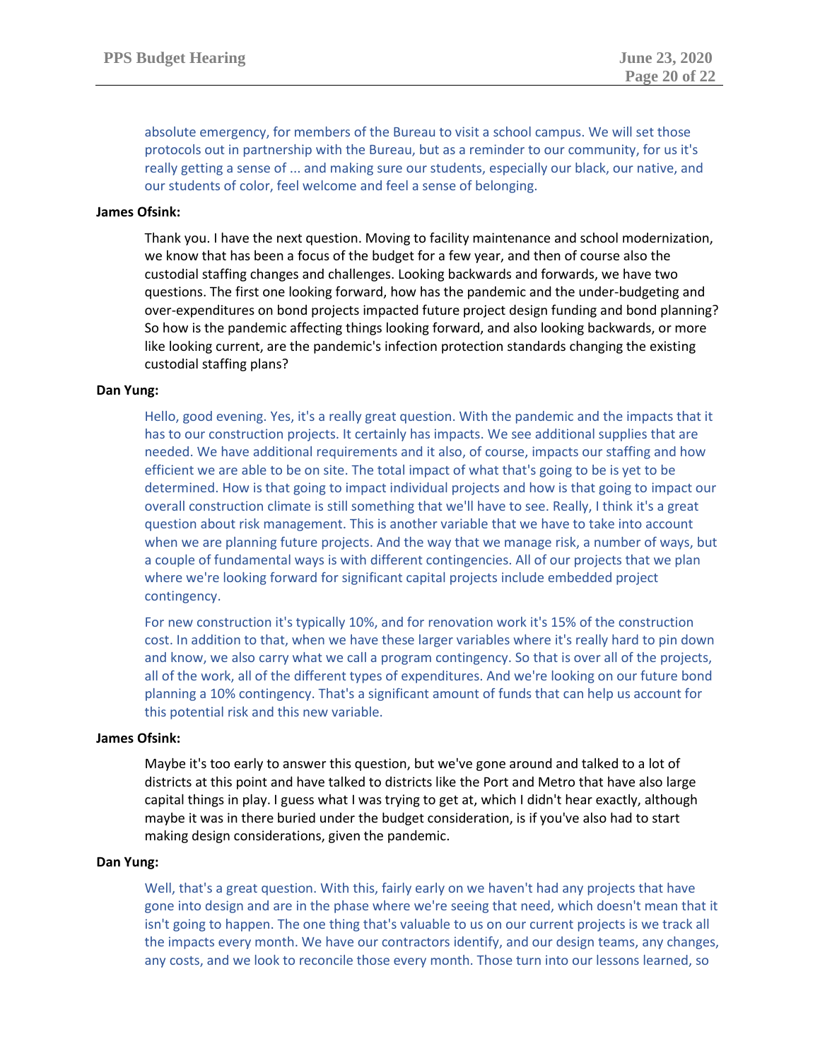absolute emergency, for members of the Bureau to visit a school campus. We will set those protocols out in partnership with the Bureau, but as a reminder to our community, for us it's really getting a sense of ... and making sure our students, especially our black, our native, and our students of color, feel welcome and feel a sense of belonging.

**James Ofsink:**

Thank you. I have the next question. Moving to facility maintenance and school modernization, we know that has been a focus of the budget for a few year, and then of course also the custodial staffing changes and challenges. Looking backwards and forwards, we have two questions. The first one looking forward, how has the pandemic and the under-budgeting and over-expenditures on bond projects impacted future project design funding and bond planning? So how is the pandemic affecting things looking forward, and also looking backwards, or more like looking current, are the pandemic's infection protection standards changing the existing custodial staffing plans?

**Dan Yung:**

Hello, good evening. Yes, it's a really great question. With the pandemic and the impacts that it has to our construction projects. It certainly has impacts. We see additional supplies that are needed. We have additional requirements and it also, of course, impacts our staffing and how efficient we are able to be on site. The total impact of what that's going to be is yet to be determined. How is that going to impact individual projects and how is that going to impact our overall construction climate is still something that we'll have to see. Really, I think it's a great question about risk management. This is another variable that we have to take into account when we are planning future projects. And the way that we manage risk, a number of ways, but a couple of fundamental ways is with different contingencies. All of our projects that we plan where we're looking forward for significant capital projects include embedded project contingency.

For new construction it's typically 10%, and for renovation work it's 15% of the construction cost. In addition to that, when we have these larger variables where it's really hard to pin down and know, we also carry what we call a program contingency. So that is over all of the projects, all of the work, all of the different types of expenditures. And we're looking on our future bond planning a 10% contingency. That's a significant amount of funds that can help us account for this potential risk and this new variable.

**James Ofsink:**

Maybe it's too early to answer this question, but we've gone around and talked to a lot of districts at this point and have talked to districts like the Port and Metro that have also large capital things in play. I guess what I was trying to get at, which I didn't hear exactly, although maybe it was in there buried under the budget consideration, is if you've also had to start making design considerations, given the pandemic.

**Dan Yung:**

Well, that's a great question. With this, fairly early on we haven't had any projects that have gone into design and are in the phase where we're seeing that need, which doesn't mean that it isn't going to happen. The one thing that's valuable to us on our current projects is we track all the impacts every month. We have our contractors identify, and our design teams, any changes, any costs, and we look to reconcile those every month. Those turn into our lessons learned, so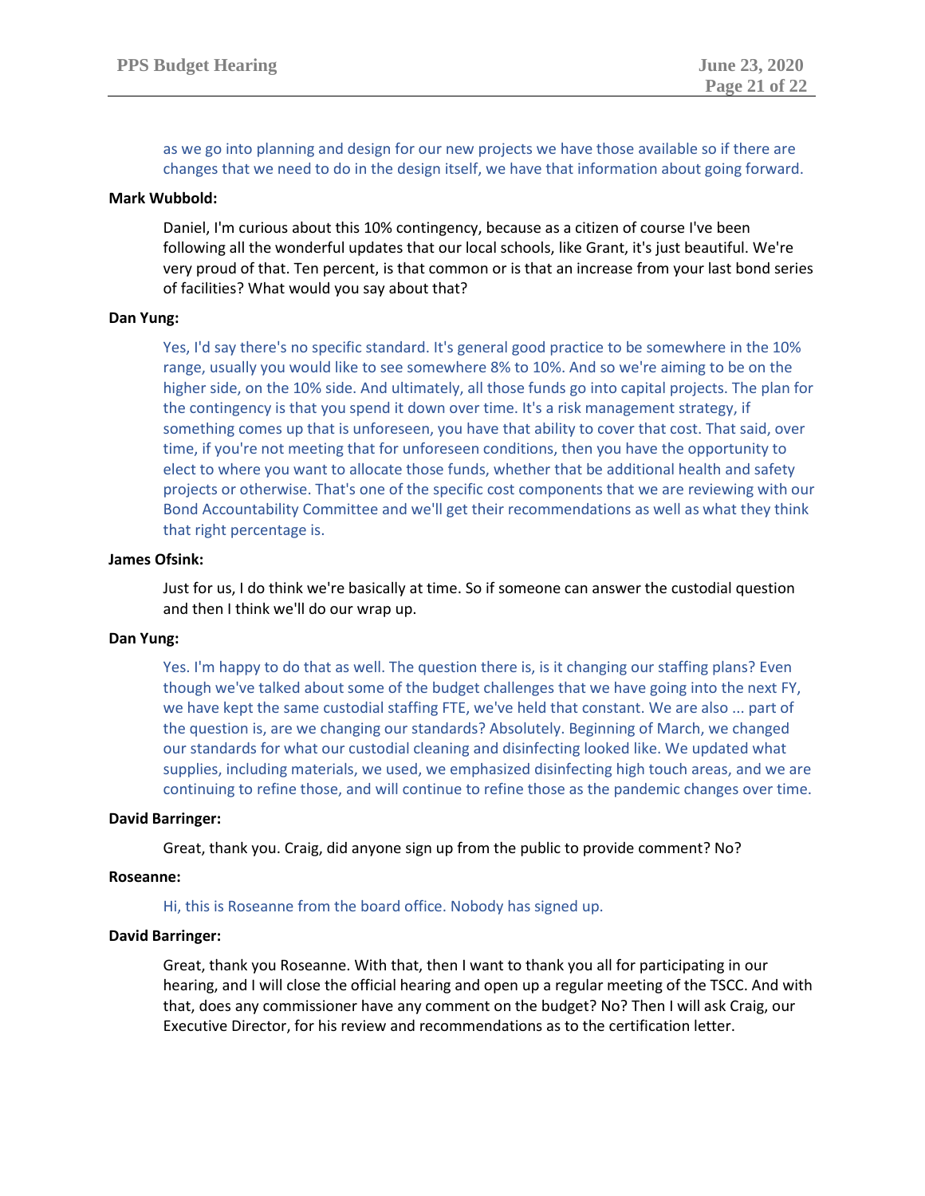as we go into planning and design for our new projects we have those available so if there are changes that we need to do in the design itself, we have that information about going forward.

**Mark Wubbold:**

Daniel, I'm curious about this 10% contingency, because as a citizen of course I've been following all the wonderful updates that our local schools, like Grant, it's just beautiful. We're very proud of that. Ten percent, is that common or is that an increase from your last bond series of facilities? What would you say about that?

**Dan Yung:**

Yes, I'd say there's no specific standard. It's general good practice to be somewhere in the 10% range, usually you would like to see somewhere 8% to 10%. And so we're aiming to be on the higher side, on the 10% side. And ultimately, all those funds go into capital projects. The plan for the contingency is that you spend it down over time. It's a risk management strategy, if something comes up that is unforeseen, you have that ability to cover that cost. That said, over time, if you're not meeting that for unforeseen conditions, then you have the opportunity to elect to where you want to allocate those funds, whether that be additional health and safety projects or otherwise. That's one of the specific cost components that we are reviewing with our Bond Accountability Committee and we'll get their recommendations as well as what they think that right percentage is.

**James Ofsink:**

Just for us, I do think we're basically at time. So if someone can answer the custodial question and then I think we'll do our wrap up.

**Dan Yung:**

Yes. I'm happy to do that as well. The question there is, is it changing our staffing plans? Even though we've talked about some of the budget challenges that we have going into the next FY, we have kept the same custodial staffing FTE, we've held that constant. We are also ... part of the question is, are we changing our standards? Absolutely. Beginning of March, we changed our standards for what our custodial cleaning and disinfecting looked like. We updated what supplies, including materials, we used, we emphasized disinfecting high touch areas, and we are continuing to refine those, and will continue to refine those as the pandemic changes over time.

**David Barringer:**

Great, thank you. Craig, did anyone sign up from the public to provide comment? No?

**Roseanne:**

Hi, this is Roseanne from the board office. Nobody has signed up.

**David Barringer:**

Great, thank you Roseanne. With that, then I want to thank you all for participating in our hearing, and I will close the official hearing and open up a regular meeting of the TSCC. And with that, does any commissioner have any comment on the budget? No? Then I will ask Craig, our Executive Director, for his review and recommendations as to the certification letter.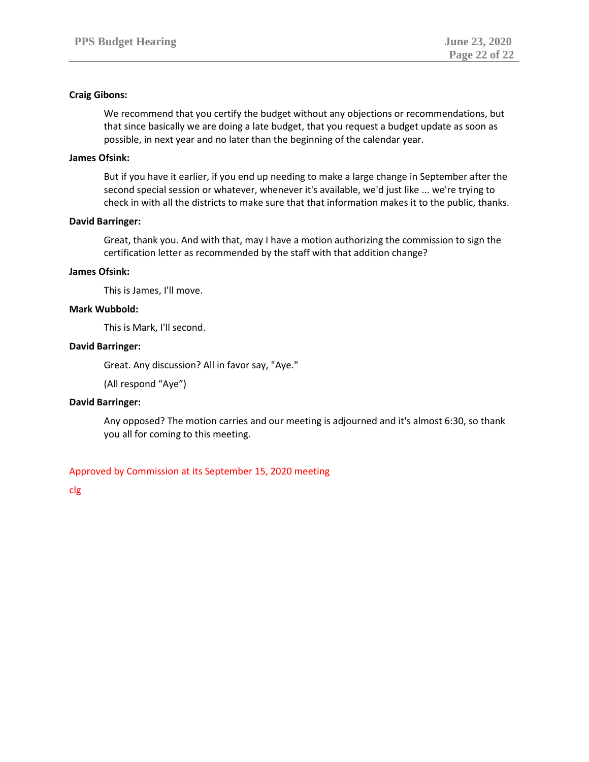**Craig Gibons:**

We recommend that you certify the budget without any objections or recommendations, but that since basically we are doing a late budget, that you request a budget update as soon as possible, in next year and no later than the beginning of the calendar year.

**James Ofsink:**

But if you have it earlier, if you end up needing to make a large change in September after the second special session or whatever, whenever it's available, we'd just like ... we're trying to check in with all the districts to make sure that that information makes it to the public, thanks.

**David Barringer:**

Great, thank you. And with that, may I have a motion authorizing the commission to sign the certification letter as recommended by the staff with that addition change?

**James Ofsink:**

This is James, I'll move.

**Mark Wubbold:**

This is Mark, I'll second.

**David Barringer:**

Great. Any discussion? All in favor say, "Aye."

(All respond "Aye")

**David Barringer:**

Any opposed? The motion carries and our meeting is adjourned and it's almost 6:30, so thank you all for coming to this meeting.

Approved by Commission at its September 15, 2020 meeting

clg